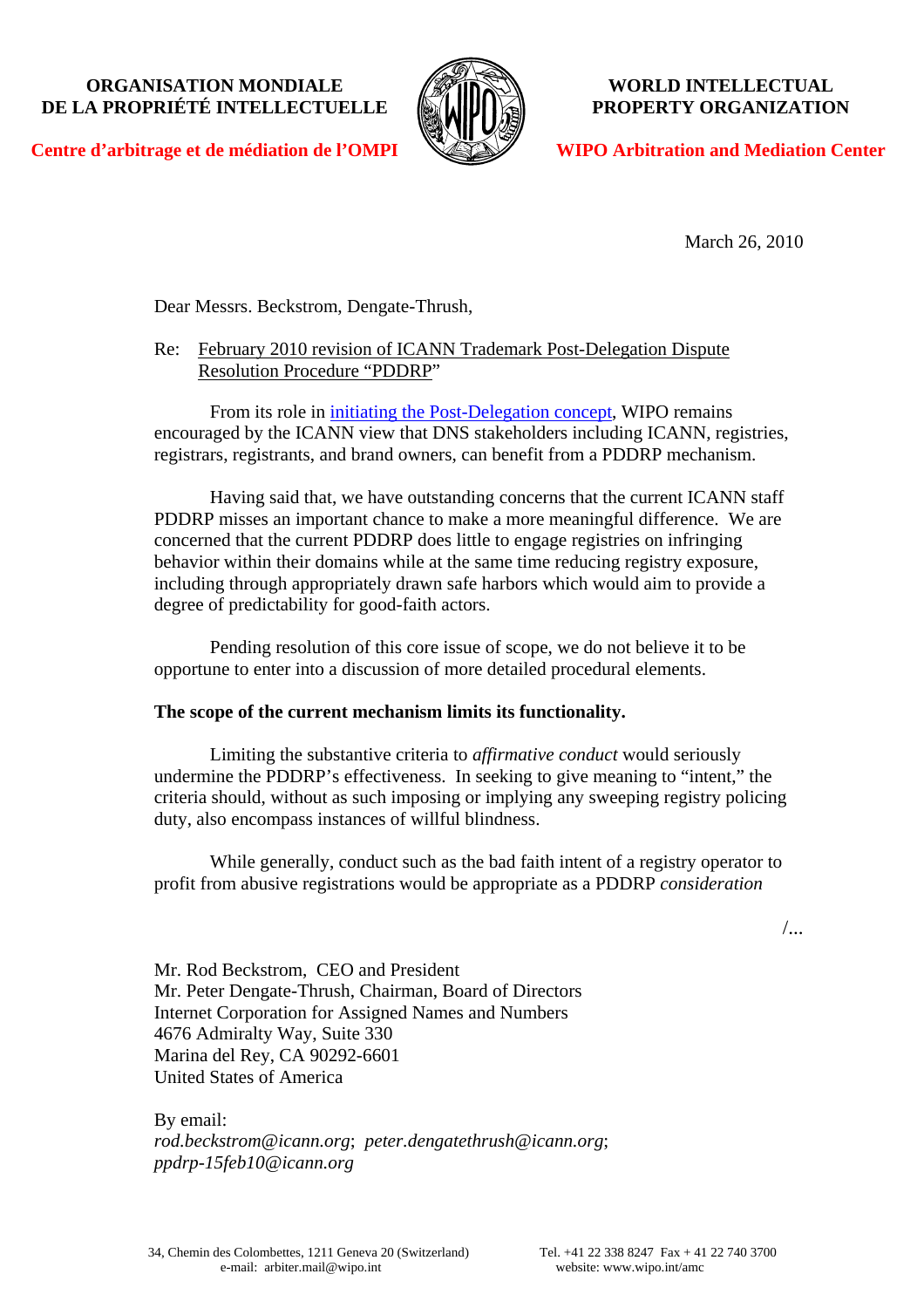**ORGANISATION MONDIALE DE LA PROPRIÉTÉ INTELLECTUELLE**

**WORLD INTELLECTUAL PROPERTY ORGANIZATION**

**Centre d'arbitrage et de médiation de l'OMPI**

**WIPO Arbitration and Mediation Center**

March 26, 2010

Dear Messrs. Beckstrom, Dengate-Thrush,

Re: <u>February 2010 revision of ICANN Trademark Post-Delegation Dispute Resolution Procedure "PDDRP"</u>

From its role in [initiating the Post-Delegation concept](), WIPO remains encouraged by the ICANN view that DNS stakeholders including ICANN, registries, registrars, registrants, and brand owners, can benefit from a PDDRP mechanism.

Having said that, we have outstanding concerns that the current ICANN staff PDDRP misses an important chance to make a more meaningful difference. We are concerned that the current PDDRP does little to engage registries on infringing behavior within their domains while at the same time reducing registry exposure, including through appropriately drawn safe harbors which would aim to provide a degree of predictability for good-faith actors.

Pending resolution of this core issue of scope, we do not believe it to be opportune to enter into a discussion of more detailed procedural elements.

**The scope of the current mechanism limits its functionality.**

Limiting the substantive criteria to *affirmative conduct* would seriously undermine the PDDRP's effectiveness. In seeking to give meaning to "intent," the criteria should, without as such imposing or implying any sweeping registry policing duty, also encompass instances of willful blindness.

While generally, conduct such as the bad faith intent of a registry operator to profit from abusive registrations would be appropriate as a PDDRP *consideration*

/...

Mr. Rod Beckstrom, CEO and President
Mr. Peter Dengate-Thrush, Chairman, Board of Directors
Internet Corporation for Assigned Names and Numbers
4676 Admiralty Way, Suite 330
Marina del Rey, CA 90292-6601
United States of America

By email:
*rod.beckstrom@icann.org*; *peter.dengatethrush@icann.org*; *ppdrp-15feb10@icann.org*

34, Chemin des Colombettes, 1211 Geneva 20 (Switzerland)
e-mail: arbiter.mail@wipo.int

Tel. +41 22 338 8247 Fax + 41 22 740 3700
website: www.wipo.int/amc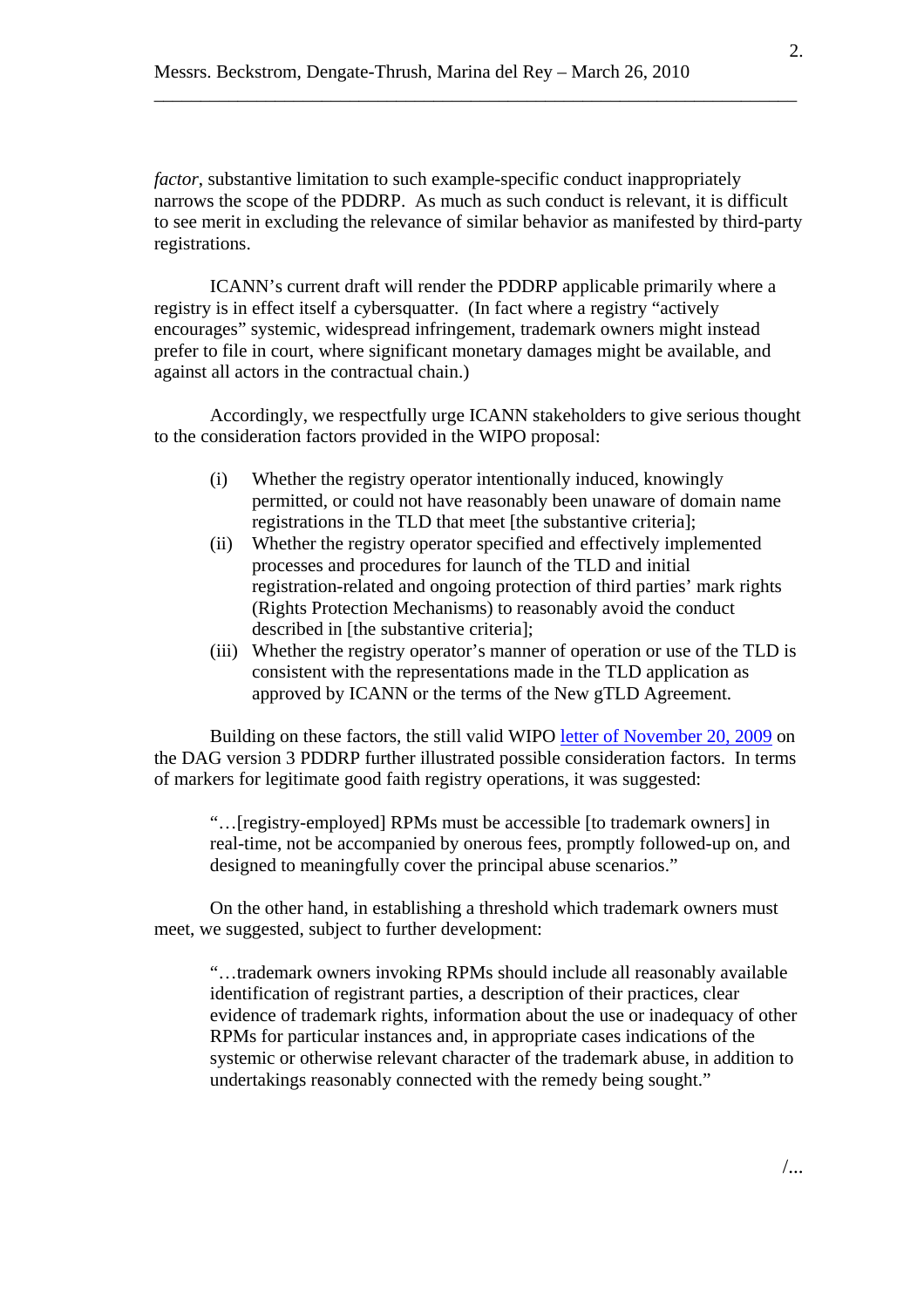*factor*, substantive limitation to such example-specific conduct inappropriately narrows the scope of the PDDRP. As much as such conduct is relevant, it is difficult to see merit in excluding the relevance of similar behavior as manifested by third-party registrations.

ICANN's current draft will render the PDDRP applicable primarily where a registry is in effect itself a cybersquatter. (In fact where a registry "actively encourages" systemic, widespread infringement, trademark owners might instead prefer to file in court, where significant monetary damages might be available, and against all actors in the contractual chain.)

Accordingly, we respectfully urge ICANN stakeholders to give serious thought to the consideration factors provided in the WIPO proposal:

(i) Whether the registry operator intentionally induced, knowingly permitted, or could not have reasonably been unaware of domain name registrations in the TLD that meet [the substantive criteria];

(ii) Whether the registry operator specified and effectively implemented processes and procedures for launch of the TLD and initial registration-related and ongoing protection of third parties' mark rights (Rights Protection Mechanisms) to reasonably avoid the conduct described in [the substantive criteria];

(iii) Whether the registry operator's manner of operation or use of the TLD is consistent with the representations made in the TLD application as approved by ICANN or the terms of the New gTLD Agreement.

Building on these factors, the still valid WIPO letter of November 20, 2009 on the DAG version 3 PDDRP further illustrated possible consideration factors. In terms of markers for legitimate good faith registry operations, it was suggested:

> "…[registry-employed] RPMs must be accessible [to trademark owners] in real-time, not be accompanied by onerous fees, promptly followed-up on, and designed to meaningfully cover the principal abuse scenarios."

On the other hand, in establishing a threshold which trademark owners must meet, we suggested, subject to further development:

> "…trademark owners invoking RPMs should include all reasonably available identification of registrant parties, a description of their practices, clear evidence of trademark rights, information about the use or inadequacy of other RPMs for particular instances and, in appropriate cases indications of the systemic or otherwise relevant character of the trademark abuse, in addition to undertakings reasonably connected with the remedy being sought."

/...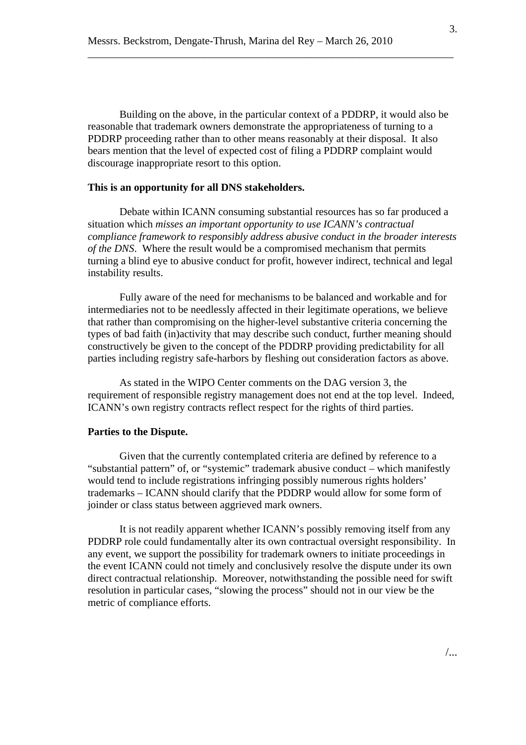Building on the above, in the particular context of a PDDRP, it would also be reasonable that trademark owners demonstrate the appropriateness of turning to a PDDRP proceeding rather than to other means reasonably at their disposal. It also bears mention that the level of expected cost of filing a PDDRP complaint would discourage inappropriate resort to this option.

**This is an opportunity for all DNS stakeholders.**

Debate within ICANN consuming substantial resources has so far produced a situation which *misses an important opportunity to use ICANN's contractual compliance framework to responsibly address abusive conduct in the broader interests of the DNS*. Where the result would be a compromised mechanism that permits turning a blind eye to abusive conduct for profit, however indirect, technical and legal instability results.

Fully aware of the need for mechanisms to be balanced and workable and for intermediaries not to be needlessly affected in their legitimate operations, we believe that rather than compromising on the higher-level substantive criteria concerning the types of bad faith (in)activity that may describe such conduct, further meaning should constructively be given to the concept of the PDDRP providing predictability for all parties including registry safe-harbors by fleshing out consideration factors as above.

As stated in the WIPO Center comments on the DAG version 3, the requirement of responsible registry management does not end at the top level. Indeed, ICANN's own registry contracts reflect respect for the rights of third parties.

**Parties to the Dispute.**

Given that the currently contemplated criteria are defined by reference to a "substantial pattern" of, or "systemic" trademark abusive conduct – which manifestly would tend to include registrations infringing possibly numerous rights holders' trademarks – ICANN should clarify that the PDDRP would allow for some form of joinder or class status between aggrieved mark owners.

It is not readily apparent whether ICANN's possibly removing itself from any PDDRP role could fundamentally alter its own contractual oversight responsibility. In any event, we support the possibility for trademark owners to initiate proceedings in the event ICANN could not timely and conclusively resolve the dispute under its own direct contractual relationship. Moreover, notwithstanding the possible need for swift resolution in particular cases, "slowing the process" should not in our view be the metric of compliance efforts.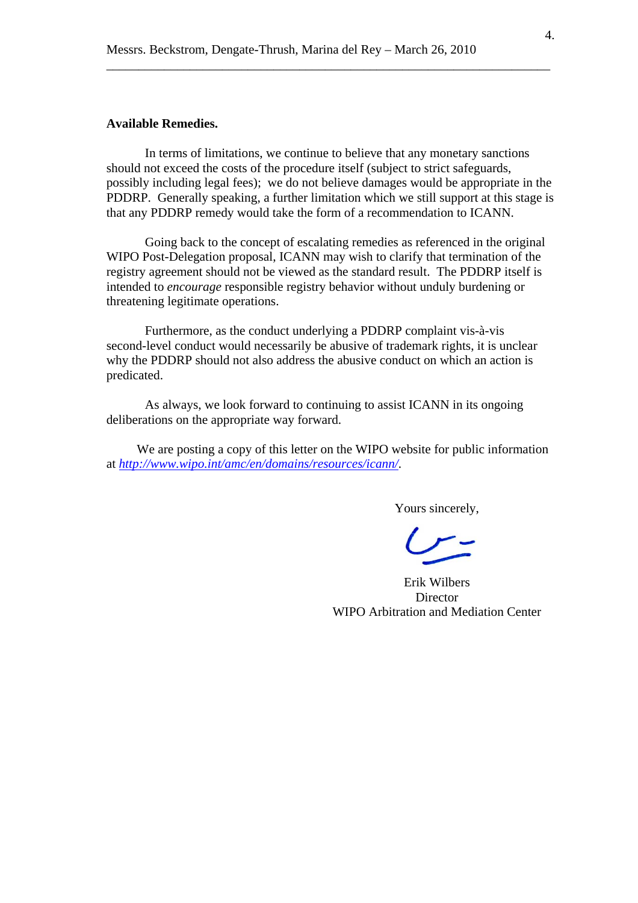**Available Remedies.**

In terms of limitations, we continue to believe that any monetary sanctions should not exceed the costs of the procedure itself (subject to strict safeguards, possibly including legal fees); we do not believe damages would be appropriate in the PDDRP. Generally speaking, a further limitation which we still support at this stage is that any PDDRP remedy would take the form of a recommendation to ICANN.

Going back to the concept of escalating remedies as referenced in the original WIPO Post-Delegation proposal, ICANN may wish to clarify that termination of the registry agreement should not be viewed as the standard result. The PDDRP itself is intended to *encourage* responsible registry behavior without unduly burdening or threatening legitimate operations.

Furthermore, as the conduct underlying a PDDRP complaint vis-à-vis second-level conduct would necessarily be abusive of trademark rights, it is unclear why the PDDRP should not also address the abusive conduct on which an action is predicated.

As always, we look forward to continuing to assist ICANN in its ongoing deliberations on the appropriate way forward.

We are posting a copy of this letter on the WIPO website for public information at *http://www.wipo.int/amc/en/domains/resources/icann/*.

Yours sincerely,

Erik Wilbers
Director
WIPO Arbitration and Mediation Center